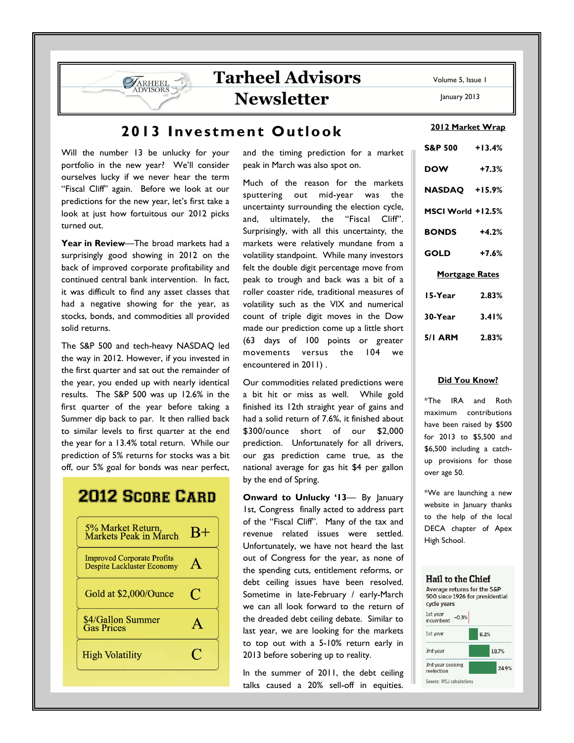# Tarheel Advisors Newsletter

Volume 5, Issue 1

January 2013

## 2013 Investment Outlook

Will the number 13 be unlucky for your portfolio in the new year? We'll consider ourselves lucky if we never hear the term "Fiscal Cliff" again. Before we look at our predictions for the new year, let's first take a look at just how fortuitous our 2012 picks turned out.

**Year in Review**—The broad markets had a surprisingly good showing in 2012 on the back of improved corporate profitability and continued central bank intervention. In fact, it was difficult to find any asset classes that had a negative showing for the year, as stocks, bonds, and commodities all provided solid returns.

The S&P 500 and tech-heavy NASDAQ led the way in 2012. However, if you invested in the first quarter and sat out the remainder of the year, you ended up with nearly identical results. The S&P 500 was up 12.6% in the first quarter of the year before taking a Summer dip back to par. It then rallied back to similar levels to first quarter at the end the year for a 13.4% total return. While our prediction of 5% returns for stocks was a bit off, our 5% goal for bonds was near perfect, and the timing prediction for a market peak in March was also spot on.

Much of the reason for the markets sputtering out mid-year was the uncertainty surrounding the election cycle, and, ultimately, the "Fiscal Cliff". Surprisingly, with all this uncertainty, the markets were relatively mundane from a volatility standpoint. While many investors felt the double digit percentage move from peak to trough and back was a bit of a roller coaster ride, traditional measures of volatility such as the VIX and numerical count of triple digit moves in the Dow made our prediction come up a little short (63 days of 100 points or greater movements versus the 104 we encountered in 2011) .

Our commodities related predictions were a bit hit or miss as well. While gold finished its 12th straight year of gains and had a solid return of 7.6%, it finished about $300/ounce short of our $2,000 prediction. Unfortunately for all drivers, our gas prediction came true, as the national average for gas hit $4 per gallon by the end of Spring.

**Onward to Unlucky '13**— By January 1st, Congress finally acted to address part of the "Fiscal Cliff". Many of the tax and revenue related issues were settled. Unfortunately, we have not heard the last out of Congress for the year, as none of the spending cuts, entitlement reforms, or debt ceiling issues have been resolved. Sometime in late-February / early-March we can all look forward to the return of the dreaded debt ceiling debate. Similar to last year, we are looking for the markets to top out with a 5-10% return early in 2013 before sobering up to reality.

In the summer of 2011, the debt ceiling talks caused a 20% sell-off in equities.

### 2012 Score Card

| Prediction | Grade |
|---|---|
| 5% Market Return, Markets Peak in March | B+ |
| Improved Corporate Profits Despite Lackluster Economy | A |
| Gold at $2,000/Ounce | C |
| $4/Gallon Summer Gas Prices | A |
| High Volatility | C |

### 2012 Market Wrap

| | |
|---|---|
| S&P 500 | +13.4% |
| DOW | +7.3% |
| NASDAQ | +15.9% |
| MSCI World | +12.5% |
| BONDS | +4.2% |
| GOLD | +7.6% |

### Mortgage Rates

| | |
|---|---|
| 15-Year | 2.83% |
| 30-Year | 3.41% |
| 5/1 ARM | 2.83% |

### Did You Know?

*The IRA and Roth maximum contributions have been raised by $500 for 2013 to $5,500 and $6,500 including a catch-up provisions for those over age 50.

*We are launching a new website in January thanks to the help of the local DECA chapter of Apex High School.

### Hail to the Chief

Average returns for the S&P 500 since 1926 for presidential cycle years

| | |
|---|---|
| 1st year incumbent | -0.3% |
| 1st year | 8.2% |
| 3rd year | 18.7% |
| 3rd year seeking reelection | 24.9% |

Source: WSJ calculations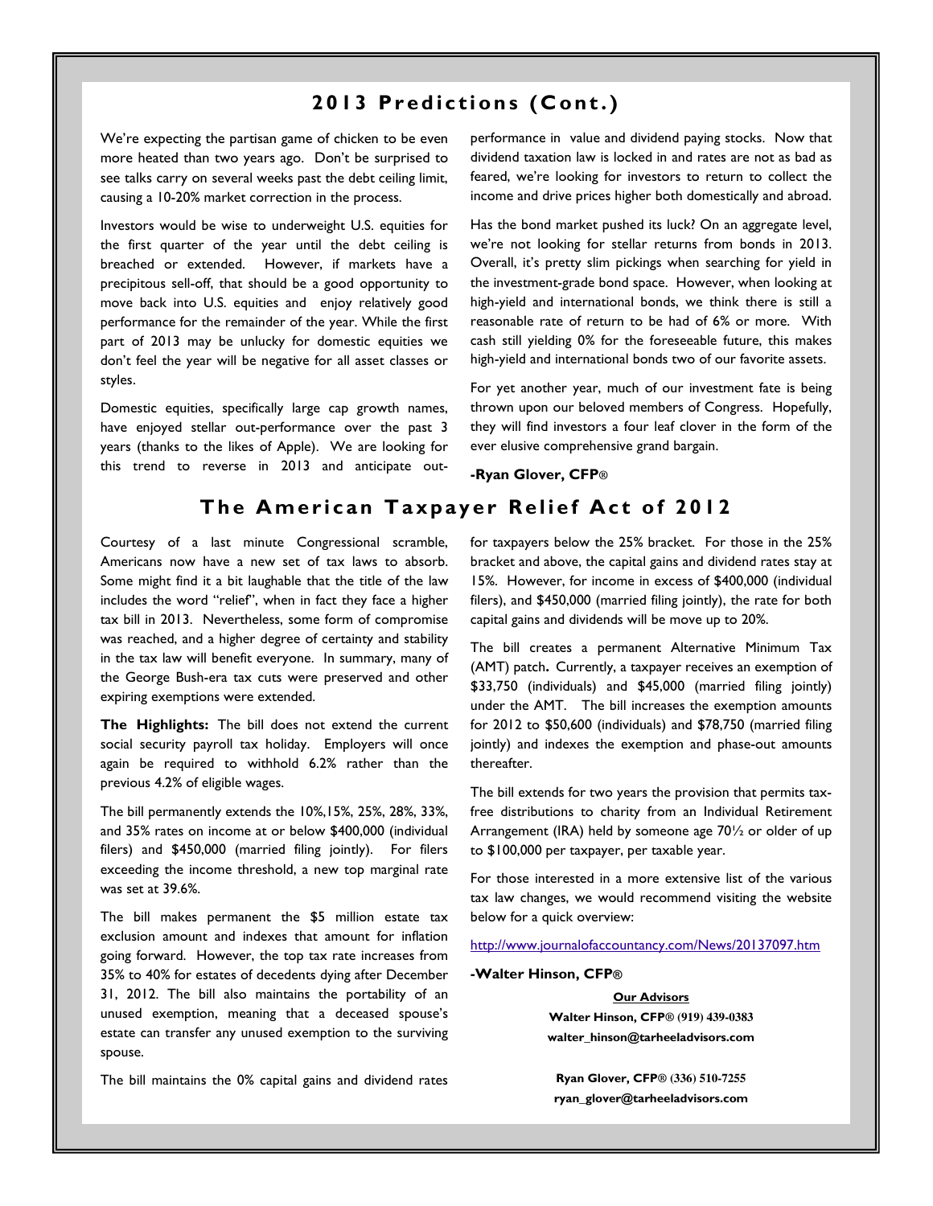## 2013 Predictions (Cont.)

We're expecting the partisan game of chicken to be even more heated than two years ago. Don't be surprised to see talks carry on several weeks past the debt ceiling limit, causing a 10-20% market correction in the process.

Investors would be wise to underweight U.S. equities for the first quarter of the year until the debt ceiling is breached or extended. However, if markets have a precipitous sell-off, that should be a good opportunity to move back into U.S. equities and enjoy relatively good performance for the remainder of the year. While the first part of 2013 may be unlucky for domestic equities we don't feel the year will be negative for all asset classes or styles.

Domestic equities, specifically large cap growth names, have enjoyed stellar out-performance over the past 3 years (thanks to the likes of Apple). We are looking for this trend to reverse in 2013 and anticipate out-performance in value and dividend paying stocks. Now that dividend taxation law is locked in and rates are not as bad as feared, we're looking for investors to return to collect the income and drive prices higher both domestically and abroad.

Has the bond market pushed its luck? On an aggregate level, we're not looking for stellar returns from bonds in 2013. Overall, it's pretty slim pickings when searching for yield in the investment-grade bond space. However, when looking at high-yield and international bonds, we think there is still a reasonable rate of return to be had of 6% or more. With cash still yielding 0% for the foreseeable future, this makes high-yield and international bonds two of our favorite assets.

For yet another year, much of our investment fate is being thrown upon our beloved members of Congress. Hopefully, they will find investors a four leaf clover in the form of the ever elusive comprehensive grand bargain.

**-Ryan Glover, CFP®**

## The American Taxpayer Relief Act of 2012

Courtesy of a last minute Congressional scramble, Americans now have a new set of tax laws to absorb. Some might find it a bit laughable that the title of the law includes the word "relief", when in fact they face a higher tax bill in 2013. Nevertheless, some form of compromise was reached, and a higher degree of certainty and stability in the tax law will benefit everyone. In summary, many of the George Bush-era tax cuts were preserved and other expiring exemptions were extended.

**The Highlights:** The bill does not extend the current social security payroll tax holiday. Employers will once again be required to withhold 6.2% rather than the previous 4.2% of eligible wages.

The bill permanently extends the 10%,15%, 25%, 28%, 33%, and 35% rates on income at or below $400,000 (individual filers) and $450,000 (married filing jointly). For filers exceeding the income threshold, a new top marginal rate was set at 39.6%.

The bill makes permanent the $5 million estate tax exclusion amount and indexes that amount for inflation going forward. However, the top tax rate increases from 35% to 40% for estates of decedents dying after December 31, 2012. The bill also maintains the portability of an unused exemption, meaning that a deceased spouse's estate can transfer any unused exemption to the surviving spouse.

The bill maintains the 0% capital gains and dividend rates for taxpayers below the 25% bracket. For those in the 25% bracket and above, the capital gains and dividend rates stay at 15%. However, for income in excess of $400,000 (individual filers), and $450,000 (married filing jointly), the rate for both capital gains and dividends will be move up to 20%.

The bill creates a permanent Alternative Minimum Tax (AMT) patch**.** Currently, a taxpayer receives an exemption of $33,750 (individuals) and $45,000 (married filing jointly) under the AMT. The bill increases the exemption amounts for 2012 to $50,600 (individuals) and $78,750 (married filing jointly) and indexes the exemption and phase-out amounts thereafter.

The bill extends for two years the provision that permits tax-free distributions to charity from an Individual Retirement Arrangement (IRA) held by someone age 70½ or older of up to $100,000 per taxpayer, per taxable year.

For those interested in a more extensive list of the various tax law changes, we would recommend visiting the website below for a quick overview:

http://www.journalofaccountancy.com/News/20137097.htm

**-Walter Hinson, CFP®**

**Our Advisors**

**Walter Hinson, CFP® (919) 439-0383**
**walter_hinson@tarheeladvisors.com**

**Ryan Glover, CFP® (336) 510-7255**
**ryan_glover@tarheeladvisors.com**